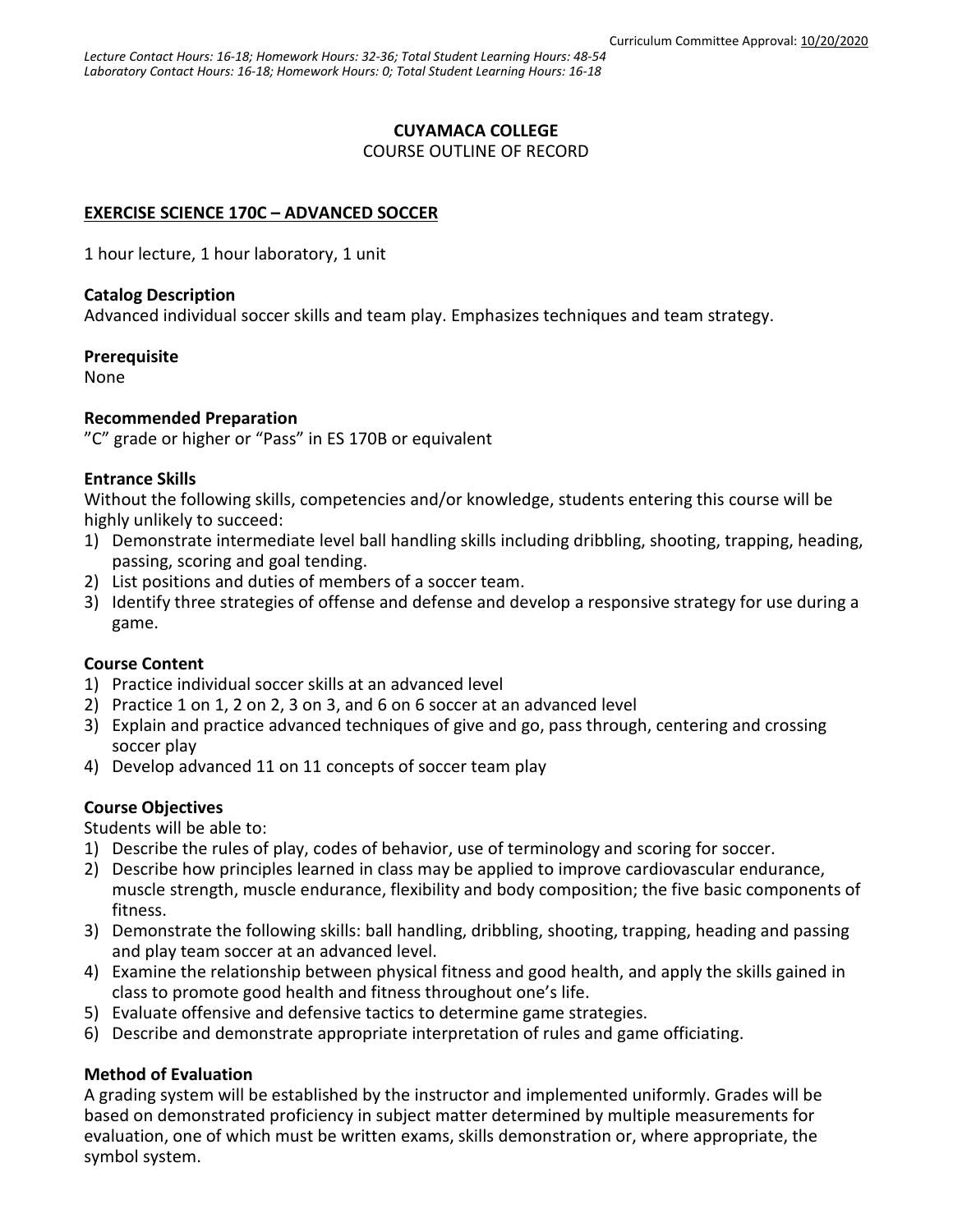Curriculum Committee Approval: 10/20/2020

*Lecture Contact Hours: 16-18; Homework Hours: 32-36; Total Student Learning Hours: 48-54*
*Laboratory Contact Hours: 16-18; Homework Hours: 0; Total Student Learning Hours: 16-18*

# CUYAMACA COLLEGE
COURSE OUTLINE OF RECORD

## EXERCISE SCIENCE 170C – ADVANCED SOCCER

1 hour lecture, 1 hour laboratory, 1 unit

**Catalog Description**
Advanced individual soccer skills and team play. Emphasizes techniques and team strategy.

**Prerequisite**
None

**Recommended Preparation**
"C" grade or higher or "Pass" in ES 170B or equivalent

**Entrance Skills**
Without the following skills, competencies and/or knowledge, students entering this course will be highly unlikely to succeed:

1) Demonstrate intermediate level ball handling skills including dribbling, shooting, trapping, heading, passing, scoring and goal tending.
2) List positions and duties of members of a soccer team.
3) Identify three strategies of offense and defense and develop a responsive strategy for use during a game.

**Course Content**

1) Practice individual soccer skills at an advanced level
2) Practice 1 on 1, 2 on 2, 3 on 3, and 6 on 6 soccer at an advanced level
3) Explain and practice advanced techniques of give and go, pass through, centering and crossing soccer play
4) Develop advanced 11 on 11 concepts of soccer team play

**Course Objectives**
Students will be able to:

1) Describe the rules of play, codes of behavior, use of terminology and scoring for soccer.
2) Describe how principles learned in class may be applied to improve cardiovascular endurance, muscle strength, muscle endurance, flexibility and body composition; the five basic components of fitness.
3) Demonstrate the following skills: ball handling, dribbling, shooting, trapping, heading and passing and play team soccer at an advanced level.
4) Examine the relationship between physical fitness and good health, and apply the skills gained in class to promote good health and fitness throughout one's life.
5) Evaluate offensive and defensive tactics to determine game strategies.
6) Describe and demonstrate appropriate interpretation of rules and game officiating.

**Method of Evaluation**
A grading system will be established by the instructor and implemented uniformly. Grades will be based on demonstrated proficiency in subject matter determined by multiple measurements for evaluation, one of which must be written exams, skills demonstration or, where appropriate, the symbol system.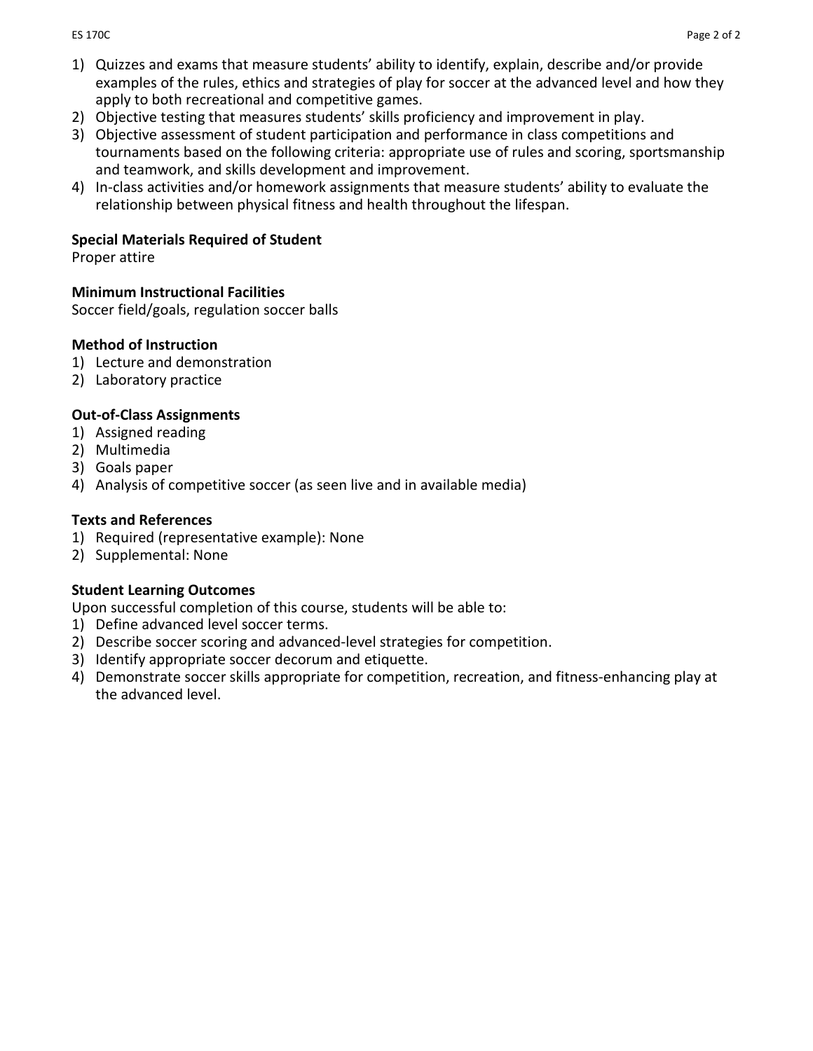1) Quizzes and exams that measure students' ability to identify, explain, describe and/or provide examples of the rules, ethics and strategies of play for soccer at the advanced level and how they apply to both recreational and competitive games.
2) Objective testing that measures students' skills proficiency and improvement in play.
3) Objective assessment of student participation and performance in class competitions and tournaments based on the following criteria: appropriate use of rules and scoring, sportsmanship and teamwork, and skills development and improvement.
4) In-class activities and/or homework assignments that measure students' ability to evaluate the relationship between physical fitness and health throughout the lifespan.

**Special Materials Required of Student**

Proper attire

**Minimum Instructional Facilities**

Soccer field/goals, regulation soccer balls

**Method of Instruction**

1) Lecture and demonstration
2) Laboratory practice

**Out-of-Class Assignments**

1) Assigned reading
2) Multimedia
3) Goals paper
4) Analysis of competitive soccer (as seen live and in available media)

**Texts and References**

1) Required (representative example): None
2) Supplemental: None

**Student Learning Outcomes**

Upon successful completion of this course, students will be able to:

1) Define advanced level soccer terms.
2) Describe soccer scoring and advanced-level strategies for competition.
3) Identify appropriate soccer decorum and etiquette.
4) Demonstrate soccer skills appropriate for competition, recreation, and fitness-enhancing play at the advanced level.